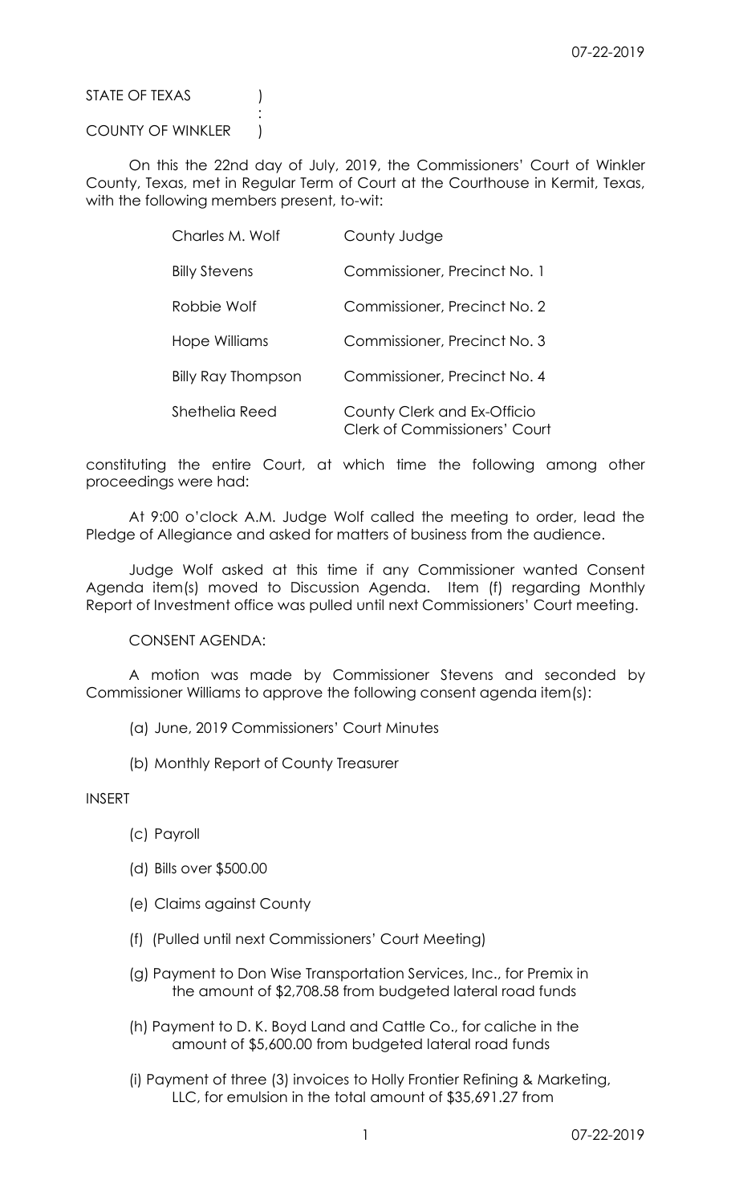STATE OF TEXAS )
:
COUNTY OF WINKLER )

On this the 22nd day of July, 2019, the Commissioners' Court of Winkler County, Texas, met in Regular Term of Court at the Courthouse in Kermit, Texas, with the following members present, to-wit:

| | |
|---|---|
| Charles M. Wolf | County Judge |
| Billy Stevens | Commissioner, Precinct No. 1 |
| Robbie Wolf | Commissioner, Precinct No. 2 |
| Hope Williams | Commissioner, Precinct No. 3 |
| Billy Ray Thompson | Commissioner, Precinct No. 4 |
| Shethelia Reed | County Clerk and Ex-Officio Clerk of Commissioners' Court |

constituting the entire Court, at which time the following among other proceedings were had:

At 9:00 o'clock A.M. Judge Wolf called the meeting to order, lead the Pledge of Allegiance and asked for matters of business from the audience.

Judge Wolf asked at this time if any Commissioner wanted Consent Agenda item(s) moved to Discussion Agenda. Item (f) regarding Monthly Report of Investment office was pulled until next Commissioners' Court meeting.

CONSENT AGENDA:

A motion was made by Commissioner Stevens and seconded by Commissioner Williams to approve the following consent agenda item(s):

(a) June, 2019 Commissioners' Court Minutes

(b) Monthly Report of County Treasurer

INSERT

(c) Payroll

(d) Bills over $500.00

(e) Claims against County

(f) (Pulled until next Commissioners' Court Meeting)

(g) Payment to Don Wise Transportation Services, Inc., for Premix in the amount of $2,708.58 from budgeted lateral road funds

(h) Payment to D. K. Boyd Land and Cattle Co., for caliche in the amount of $5,600.00 from budgeted lateral road funds

(i) Payment of three (3) invoices to Holly Frontier Refining & Marketing, LLC, for emulsion in the total amount of $35,691.27 from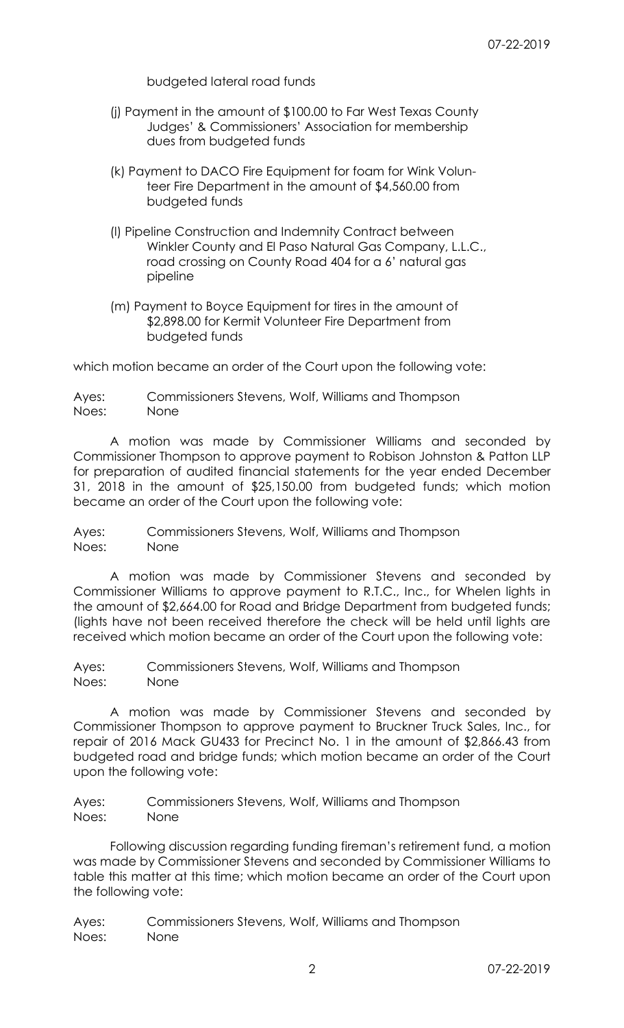budgeted lateral road funds

(j) Payment in the amount of $100.00 to Far West Texas County Judges' & Commissioners' Association for membership dues from budgeted funds

(k) Payment to DACO Fire Equipment for foam for Wink Volunteer Fire Department in the amount of $4,560.00 from budgeted funds

(l) Pipeline Construction and Indemnity Contract between Winkler County and El Paso Natural Gas Company, L.L.C., road crossing on County Road 404 for a 6' natural gas pipeline

(m) Payment to Boyce Equipment for tires in the amount of $2,898.00 for Kermit Volunteer Fire Department from budgeted funds

which motion became an order of the Court upon the following vote:

Ayes: Commissioners Stevens, Wolf, Williams and Thompson
Noes: None

A motion was made by Commissioner Williams and seconded by Commissioner Thompson to approve payment to Robison Johnston & Patton LLP for preparation of audited financial statements for the year ended December 31, 2018 in the amount of $25,150.00 from budgeted funds; which motion became an order of the Court upon the following vote:

Ayes: Commissioners Stevens, Wolf, Williams and Thompson
Noes: None

A motion was made by Commissioner Stevens and seconded by Commissioner Williams to approve payment to R.T.C., Inc., for Whelen lights in the amount of $2,664.00 for Road and Bridge Department from budgeted funds; (lights have not been received therefore the check will be held until lights are received which motion became an order of the Court upon the following vote:

Ayes: Commissioners Stevens, Wolf, Williams and Thompson
Noes: None

A motion was made by Commissioner Stevens and seconded by Commissioner Thompson to approve payment to Bruckner Truck Sales, Inc., for repair of 2016 Mack GU433 for Precinct No. 1 in the amount of $2,866.43 from budgeted road and bridge funds; which motion became an order of the Court upon the following vote:

Ayes: Commissioners Stevens, Wolf, Williams and Thompson
Noes: None

Following discussion regarding funding fireman's retirement fund, a motion was made by Commissioner Stevens and seconded by Commissioner Williams to table this matter at this time; which motion became an order of the Court upon the following vote:

Ayes: Commissioners Stevens, Wolf, Williams and Thompson
Noes: None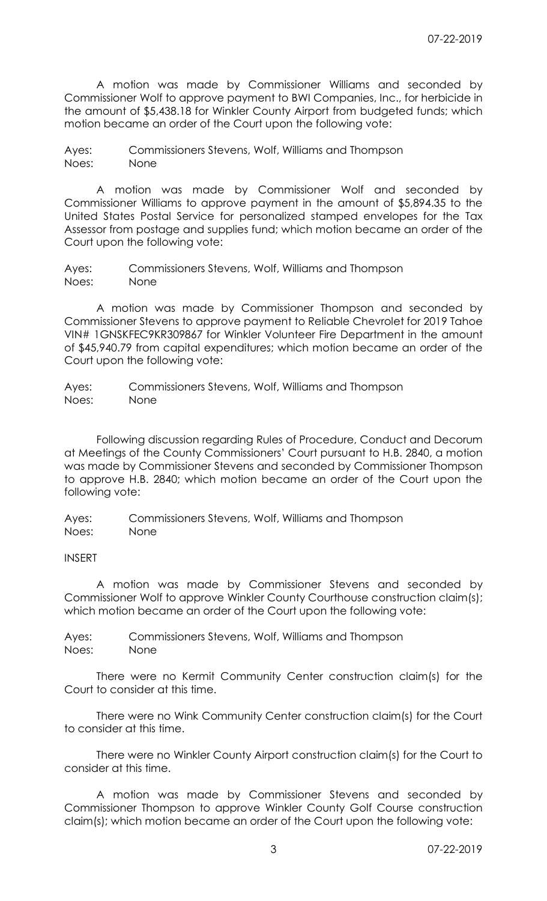A motion was made by Commissioner Williams and seconded by Commissioner Wolf to approve payment to BWI Companies, Inc., for herbicide in the amount of $5,438.18 for Winkler County Airport from budgeted funds; which motion became an order of the Court upon the following vote:

Ayes: Commissioners Stevens, Wolf, Williams and Thompson
Noes: None

A motion was made by Commissioner Wolf and seconded by Commissioner Williams to approve payment in the amount of $5,894.35 to the United States Postal Service for personalized stamped envelopes for the Tax Assessor from postage and supplies fund; which motion became an order of the Court upon the following vote:

Ayes: Commissioners Stevens, Wolf, Williams and Thompson
Noes: None

A motion was made by Commissioner Thompson and seconded by Commissioner Stevens to approve payment to Reliable Chevrolet for 2019 Tahoe VIN# 1GNSKFEC9KR309867 for Winkler Volunteer Fire Department in the amount of $45,940.79 from capital expenditures; which motion became an order of the Court upon the following vote:

Ayes: Commissioners Stevens, Wolf, Williams and Thompson
Noes: None

Following discussion regarding Rules of Procedure, Conduct and Decorum at Meetings of the County Commissioners' Court pursuant to H.B. 2840, a motion was made by Commissioner Stevens and seconded by Commissioner Thompson to approve H.B. 2840; which motion became an order of the Court upon the following vote:

Ayes: Commissioners Stevens, Wolf, Williams and Thompson
Noes: None

INSERT

A motion was made by Commissioner Stevens and seconded by Commissioner Wolf to approve Winkler County Courthouse construction claim(s); which motion became an order of the Court upon the following vote:

Ayes: Commissioners Stevens, Wolf, Williams and Thompson
Noes: None

There were no Kermit Community Center construction claim(s) for the Court to consider at this time.

There were no Wink Community Center construction claim(s) for the Court to consider at this time.

There were no Winkler County Airport construction claim(s) for the Court to consider at this time.

A motion was made by Commissioner Stevens and seconded by Commissioner Thompson to approve Winkler County Golf Course construction claim(s); which motion became an order of the Court upon the following vote: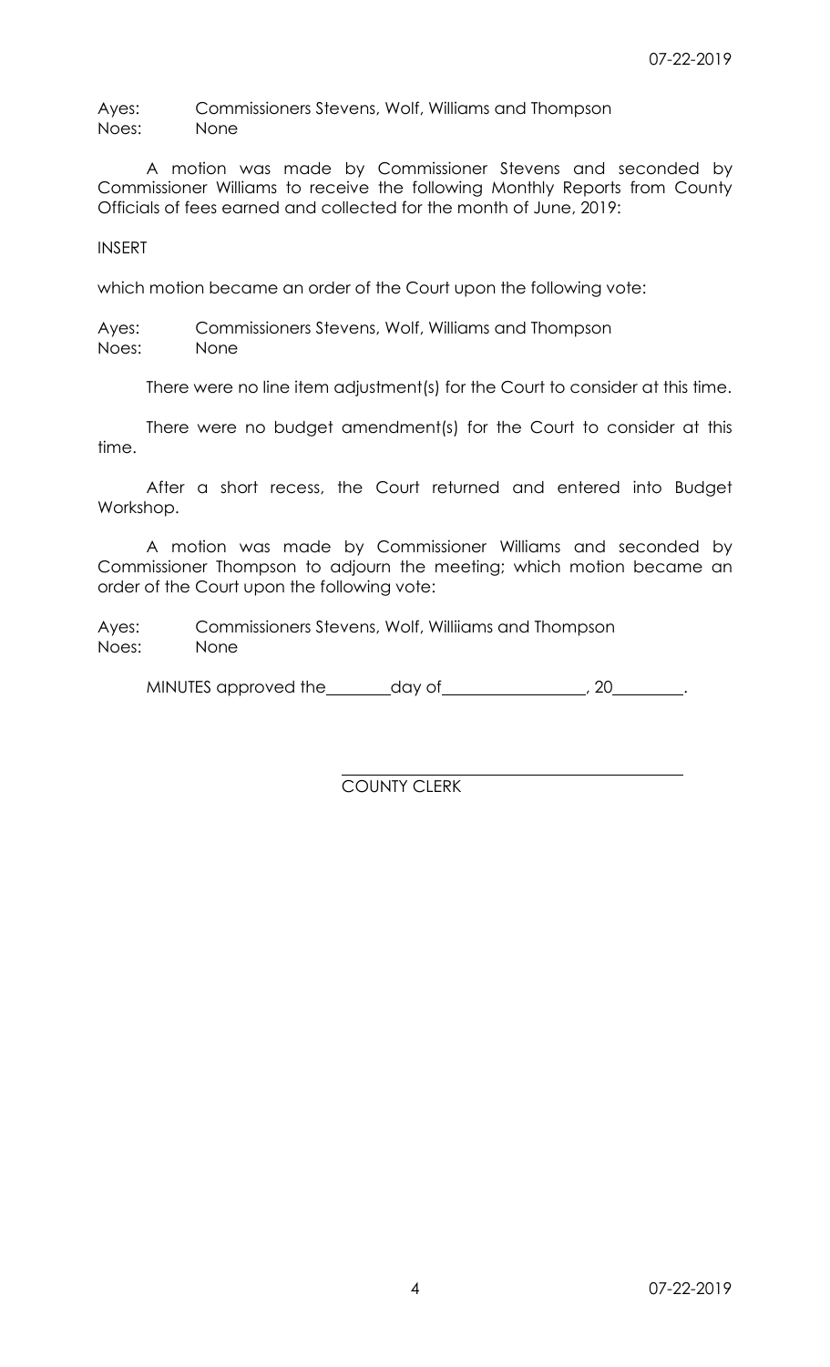Ayes: Commissioners Stevens, Wolf, Williams and Thompson
Noes: None

A motion was made by Commissioner Stevens and seconded by Commissioner Williams to receive the following Monthly Reports from County Officials of fees earned and collected for the month of June, 2019:

INSERT

which motion became an order of the Court upon the following vote:

Ayes: Commissioners Stevens, Wolf, Williams and Thompson
Noes: None

There were no line item adjustment(s) for the Court to consider at this time.

There were no budget amendment(s) for the Court to consider at this time.

After a short recess, the Court returned and entered into Budget Workshop.

A motion was made by Commissioner Williams and seconded by Commissioner Thompson to adjourn the meeting; which motion became an order of the Court upon the following vote:

Ayes: Commissioners Stevens, Wolf, Williiams and Thompson
Noes: None

MINUTES approved the \_\_\_\_\_\_\_ day of \_\_\_\_\_\_\_\_\_\_\_\_\_\_\_\_, 20\_\_\_\_\_\_\_\_.

\_\_\_\_\_\_\_\_\_\_\_\_\_\_\_\_\_\_\_\_\_\_\_\_\_\_\_\_\_\_\_\_\_\_\_\_\_\_\_\_

COUNTY CLERK